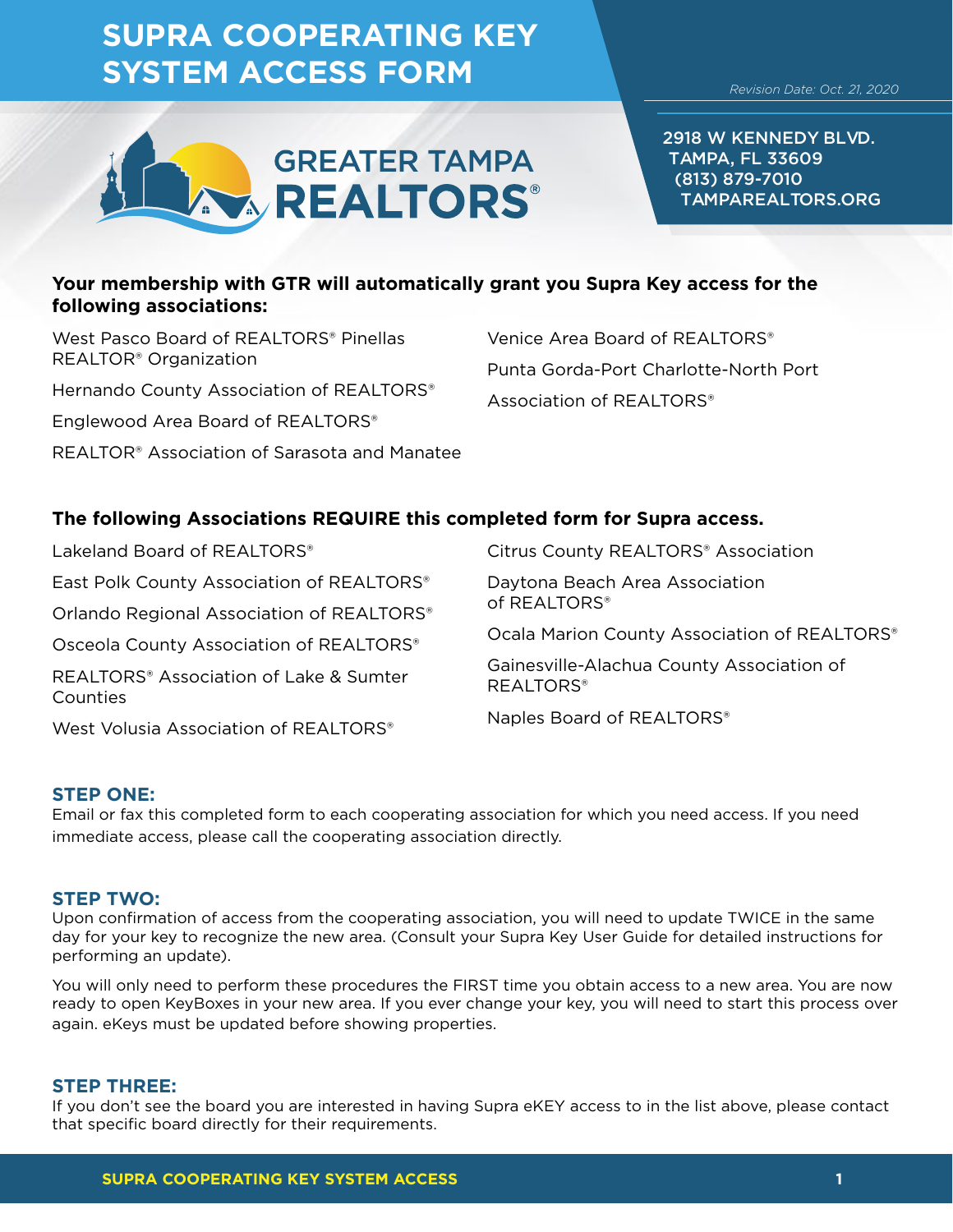# SUPRA COOPERATING KEY SYSTEM ACCESS FORM

*Revision Date: Oct. 21, 2020*

GREATER TAMPA REALTORS®

2918 W KENNEDY BLVD.
TAMPA, FL 33609
(813) 879-7010
TAMPAREALTORS.ORG

**Your membership with GTR will automatically grant you Supra Key access for the following associations:**

West Pasco Board of REALTORS® Pinellas REALTOR® Organization

Hernando County Association of REALTORS®

Englewood Area Board of REALTORS®

REALTOR® Association of Sarasota and Manatee

Venice Area Board of REALTORS®

Punta Gorda-Port Charlotte-North Port Association of REALTORS®

**The following Associations REQUIRE this completed form for Supra access.**

Lakeland Board of REALTORS®

East Polk County Association of REALTORS®

Orlando Regional Association of REALTORS®

Osceola County Association of REALTORS®

REALTORS® Association of Lake & Sumter Counties

West Volusia Association of REALTORS®

Citrus County REALTORS® Association

Daytona Beach Area Association of REALTORS®

Ocala Marion County Association of REALTORS®

Gainesville-Alachua County Association of REALTORS®

Naples Board of REALTORS®

### STEP ONE:

Email or fax this completed form to each cooperating association for which you need access. If you need immediate access, please call the cooperating association directly.

### STEP TWO:

Upon confirmation of access from the cooperating association, you will need to update TWICE in the same day for your key to recognize the new area. (Consult your Supra Key User Guide for detailed instructions for performing an update).

You will only need to perform these procedures the FIRST time you obtain access to a new area. You are now ready to open KeyBoxes in your new area. If you ever change your key, you will need to start this process over again. eKeys must be updated before showing properties.

### STEP THREE:

If you don't see the board you are interested in having Supra eKEY access to in the list above, please contact that specific board directly for their requirements.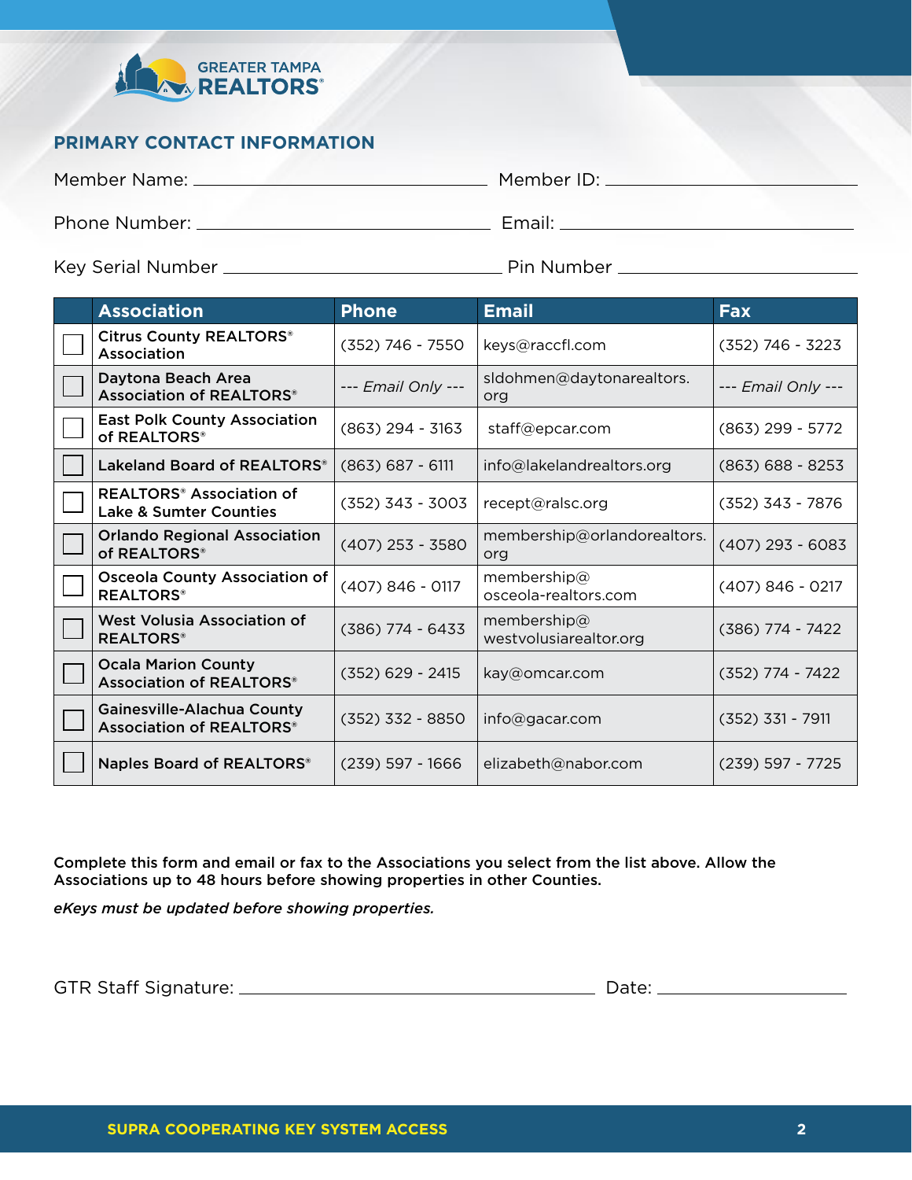GREATER TAMPA REALTORS®

## PRIMARY CONTACT INFORMATION

Member Name: ______________________ Member ID: ______________________

Phone Number: ______________________ Email: ______________________

Key Serial Number ______________________ Pin Number ______________________

| | Association | Phone | Email | Fax |
|---|---|---|---|---|
| ☐ | Citrus County REALTORS® Association | (352) 746 - 7550 | keys@raccfl.com | (352) 746 - 3223 |
| ☐ | Daytona Beach Area Association of REALTORS® | *--- Email Only ---* | sldohmen@daytonarealtors.org | *--- Email Only ---* |
| ☐ | East Polk County Association of REALTORS® | (863) 294 - 3163 | staff@epcar.com | (863) 299 - 5772 |
| ☐ | Lakeland Board of REALTORS® | (863) 687 - 6111 | info@lakelandrealtors.org | (863) 688 - 8253 |
| ☐ | REALTORS® Association of Lake & Sumter Counties | (352) 343 - 3003 | recept@ralsc.org | (352) 343 - 7876 |
| ☐ | Orlando Regional Association of REALTORS® | (407) 253 - 3580 | membership@orlandorealtors.org | (407) 293 - 6083 |
| ☐ | Osceola County Association of REALTORS® | (407) 846 - 0117 | membership@osceola-realtors.com | (407) 846 - 0217 |
| ☐ | West Volusia Association of REALTORS® | (386) 774 - 6433 | membership@westvolusiarealtor.org | (386) 774 - 7422 |
| ☐ | Ocala Marion County Association of REALTORS® | (352) 629 - 2415 | kay@omcar.com | (352) 774 - 7422 |
| ☐ | Gainesville-Alachua County Association of REALTORS® | (352) 332 - 8850 | info@gacar.com | (352) 331 - 7911 |
| ☐ | Naples Board of REALTORS® | (239) 597 - 1666 | elizabeth@nabor.com | (239) 597 - 7725 |

**Complete this form and email or fax to the Associations you select from the list above. Allow the Associations up to 48 hours before showing properties in other Counties.**

***eKeys must be updated before showing properties.***

GTR Staff Signature: ______________________ Date: ______________________

**SUPRA COOPERATING KEY SYSTEM ACCESS**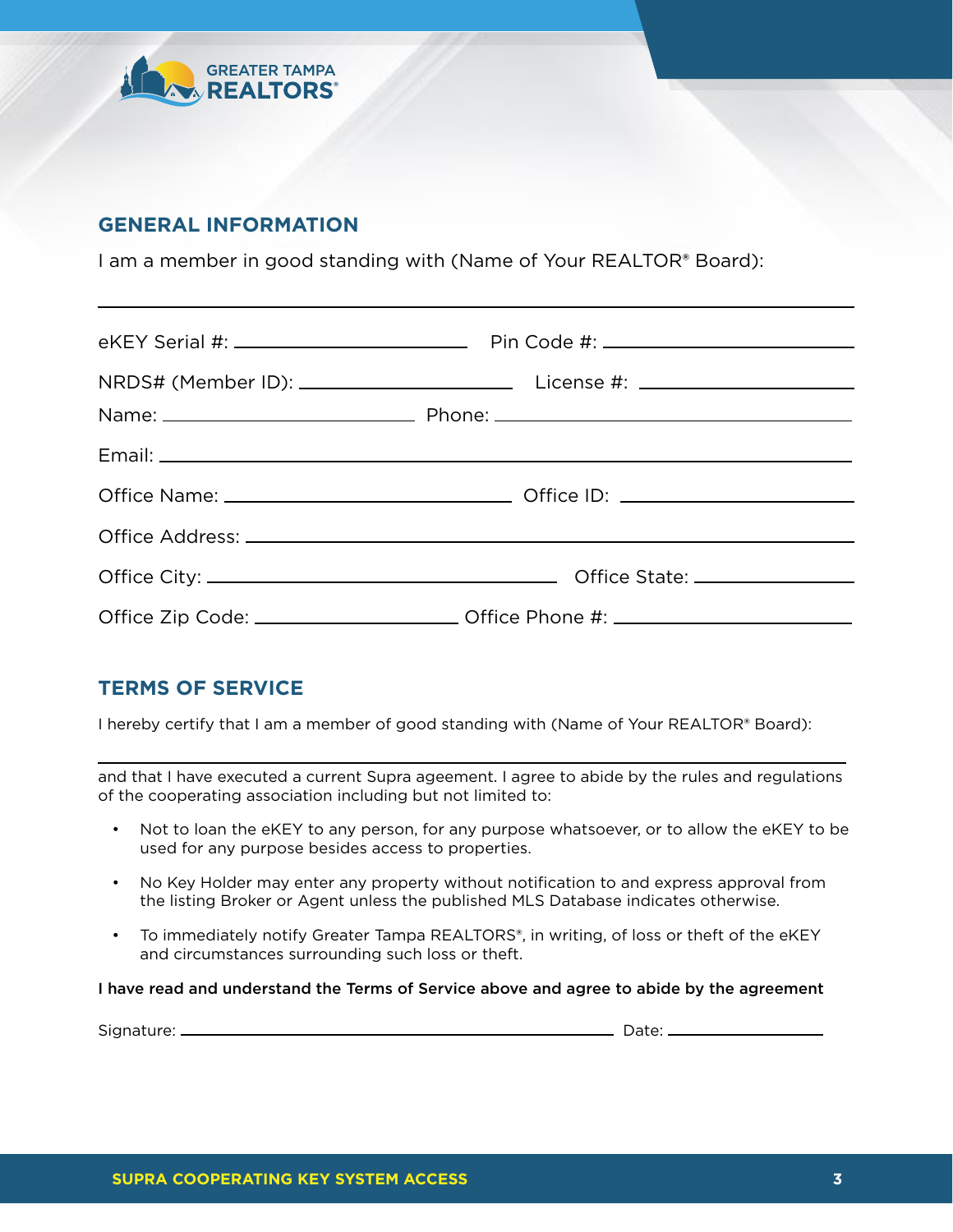GREATER TAMPA REALTORS®

## GENERAL INFORMATION

I am a member in good standing with (Name of Your REALTOR® Board):

\_\_\_\_\_\_\_\_\_\_\_\_\_\_\_\_\_\_\_\_\_\_\_\_\_\_\_\_\_\_\_\_\_\_\_\_\_\_\_\_\_\_\_\_\_\_\_\_\_\_\_\_\_\_\_\_

eKEY Serial #: \_\_\_\_\_\_\_\_\_\_\_\_\_\_\_\_\_\_\_\_ Pin Code #: \_\_\_\_\_\_\_\_\_\_\_\_\_\_\_\_\_\_\_\_

NRDS# (Member ID): \_\_\_\_\_\_\_\_\_\_\_\_\_\_\_\_\_\_\_\_ License #: \_\_\_\_\_\_\_\_\_\_\_\_\_\_\_\_\_\_\_\_

Name: \_\_\_\_\_\_\_\_\_\_\_\_\_\_\_\_\_\_\_\_ Phone: \_\_\_\_\_\_\_\_\_\_\_\_\_\_\_\_\_\_\_\_

Email: \_\_\_\_\_\_\_\_\_\_\_\_\_\_\_\_\_\_\_\_\_\_\_\_\_\_\_\_\_\_\_\_\_\_\_\_\_\_\_\_

Office Name: \_\_\_\_\_\_\_\_\_\_\_\_\_\_\_\_\_\_\_\_ Office ID: \_\_\_\_\_\_\_\_\_\_\_\_\_\_\_\_\_\_\_\_

Office Address: \_\_\_\_\_\_\_\_\_\_\_\_\_\_\_\_\_\_\_\_\_\_\_\_\_\_\_\_\_\_\_\_\_\_\_\_\_\_\_\_

Office City: \_\_\_\_\_\_\_\_\_\_\_\_\_\_\_\_\_\_\_\_ Office State: \_\_\_\_\_\_\_\_\_\_\_\_\_\_\_\_\_\_\_\_

Office Zip Code: \_\_\_\_\_\_\_\_\_\_\_\_\_\_\_\_\_\_\_\_ Office Phone #: \_\_\_\_\_\_\_\_\_\_\_\_\_\_\_\_\_\_\_\_

## TERMS OF SERVICE

I hereby certify that I am a member of good standing with (Name of Your REALTOR® Board):

\_\_\_\_\_\_\_\_\_\_\_\_\_\_\_\_\_\_\_\_\_\_\_\_\_\_\_\_\_\_\_\_\_\_\_\_\_\_\_\_\_\_\_\_\_\_\_\_\_\_\_\_\_\_\_\_

and that I have executed a current Supra ageement. I agree to abide by the rules and regulations of the cooperating association including but not limited to:

- Not to loan the eKEY to any person, for any purpose whatsoever, or to allow the eKEY to be used for any purpose besides access to properties.
- No Key Holder may enter any property without notification to and express approval from the listing Broker or Agent unless the published MLS Database indicates otherwise.
- To immediately notify Greater Tampa REALTORS®, in writing, of loss or theft of the eKEY and circumstances surrounding such loss or theft.

**I have read and understand the Terms of Service above and agree to abide by the agreement**

Signature: \_\_\_\_\_\_\_\_\_\_\_\_\_\_\_\_\_\_\_\_\_\_\_\_\_\_\_\_\_\_\_\_\_\_\_\_\_\_\_\_ Date: \_\_\_\_\_\_\_\_\_\_\_\_\_\_\_\_\_\_\_\_